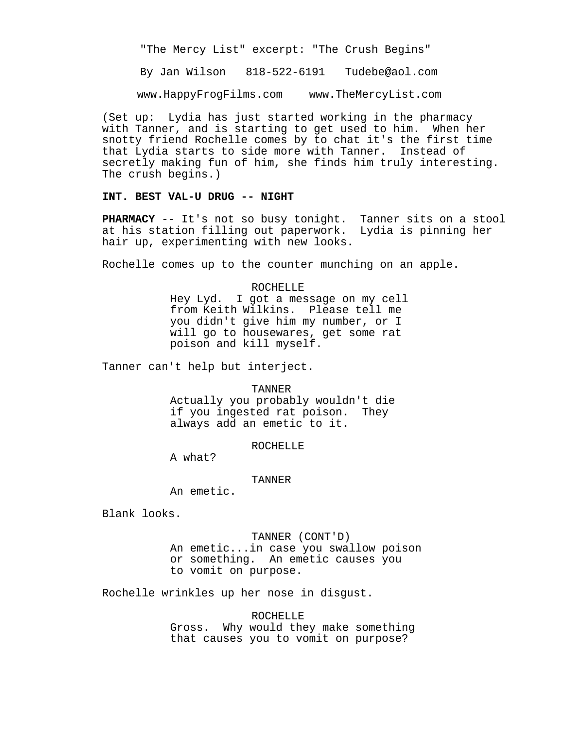"The Mercy List" excerpt: "The Crush Begins"

By Jan Wilson 818-522-6191 Tudebe@aol.com

www.HappyFrogFilms.com www.TheMercyList.com

(Set up: Lydia has just started working in the pharmacy with Tanner, and is starting to get used to him. When her snotty friend Rochelle comes by to chat it's the first time that Lydia starts to side more with Tanner. Instead of secretly making fun of him, she finds him truly interesting. The crush begins.)

**INT. BEST VAL-U DRUG -- NIGHT**

**PHARMACY** -- It's not so busy tonight. Tanner sits on a stool at his station filling out paperwork. Lydia is pinning her hair up, experimenting with new looks.

Rochelle comes up to the counter munching on an apple.

ROCHELLE

Hey Lyd. I got a message on my cell from Keith Wilkins. Please tell me you didn't give him my number, or I will go to housewares, get some rat poison and kill myself.

Tanner can't help but interject.

TANNER

Actually you probably wouldn't die if you ingested rat poison. They always add an emetic to it.

ROCHELLE

A what?

TANNER

An emetic.

Blank looks.

TANNER (CONT'D)

An emetic...in case you swallow poison or something. An emetic causes you to vomit on purpose.

Rochelle wrinkles up her nose in disgust.

ROCHELLE

Gross. Why would they make something that causes you to vomit on purpose?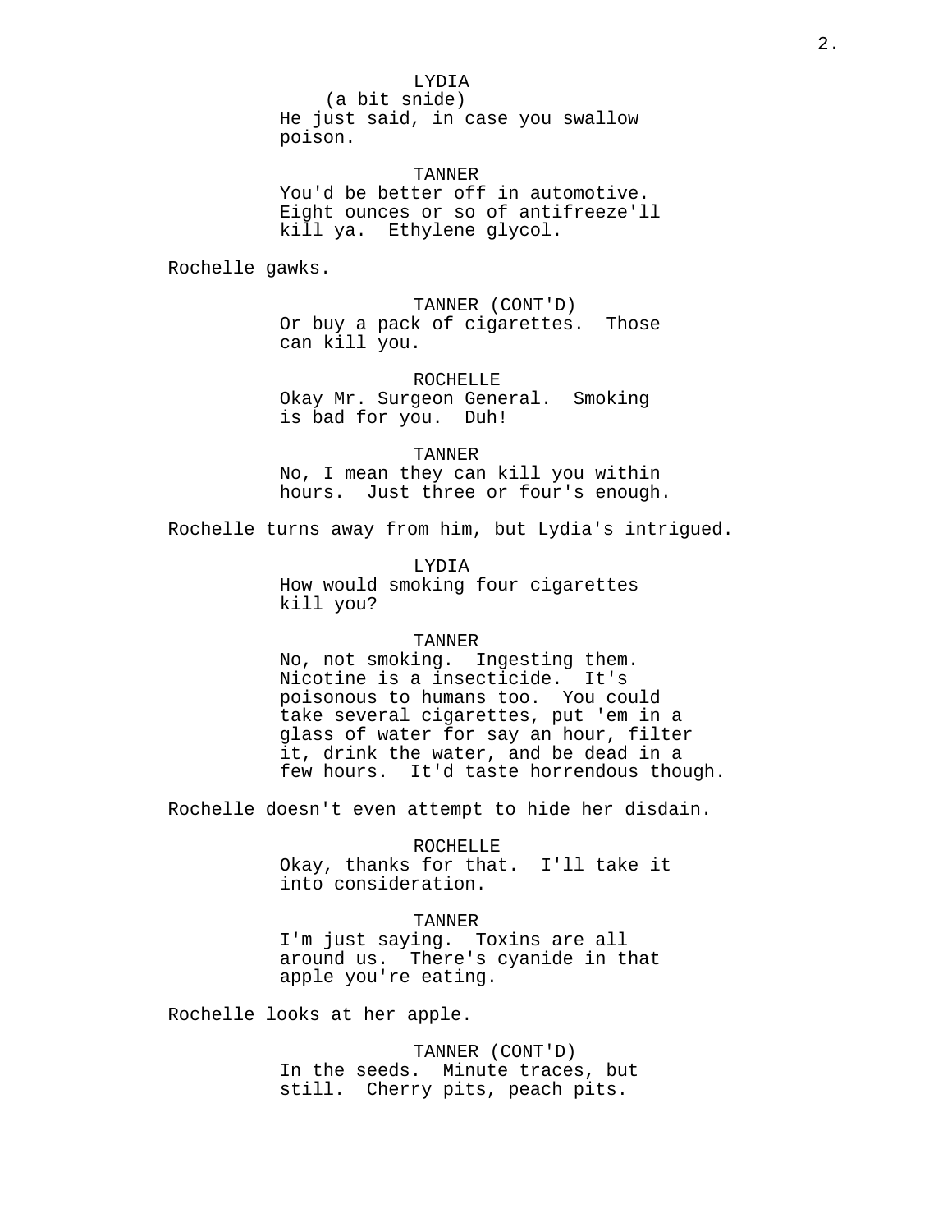LYDIA
(a bit snide)
He just said, in case you swallow poison.

TANNER
You'd be better off in automotive. Eight ounces or so of antifreeze'll kill ya. Ethylene glycol.

Rochelle gawks.

TANNER (CONT'D)
Or buy a pack of cigarettes. Those can kill you.

ROCHELLE
Okay Mr. Surgeon General. Smoking is bad for you. Duh!

TANNER
No, I mean they can kill you within hours. Just three or four's enough.

Rochelle turns away from him, but Lydia's intrigued.

LYDIA
How would smoking four cigarettes kill you?

TANNER
No, not smoking. Ingesting them. Nicotine is a insecticide. It's poisonous to humans too. You could take several cigarettes, put 'em in a glass of water for say an hour, filter it, drink the water, and be dead in a few hours. It'd taste horrendous though.

Rochelle doesn't even attempt to hide her disdain.

ROCHELLE
Okay, thanks for that. I'll take it into consideration.

TANNER
I'm just saying. Toxins are all around us. There's cyanide in that apple you're eating.

Rochelle looks at her apple.

TANNER (CONT'D)
In the seeds. Minute traces, but still. Cherry pits, peach pits.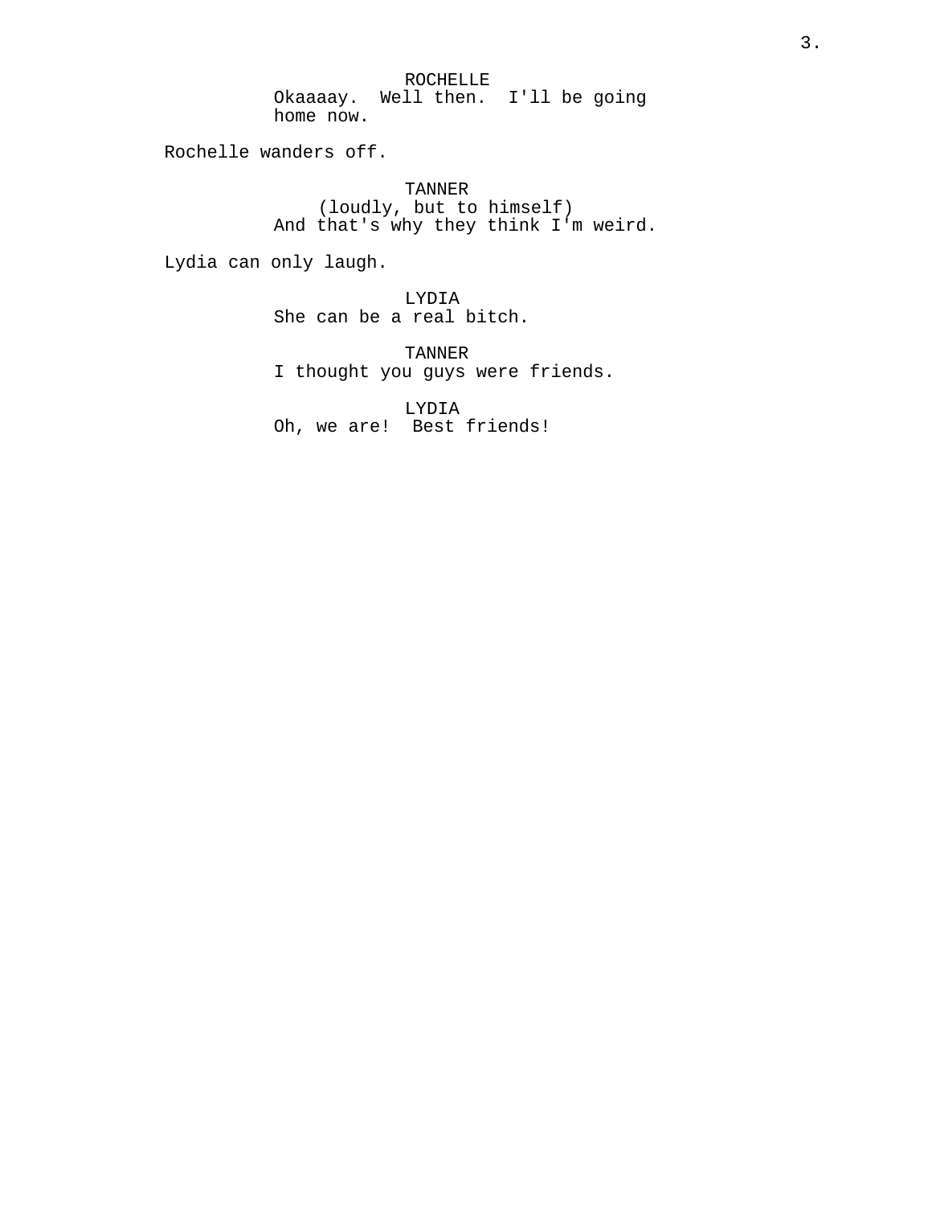ROCHELLE
Okaaaay.  Well then.  I'll be going home now.

Rochelle wanders off.

TANNER
(loudly, but to himself)
And that's why they think I'm weird.

Lydia can only laugh.

LYDIA
She can be a real bitch.

TANNER
I thought you guys were friends.

LYDIA
Oh, we are!  Best friends!